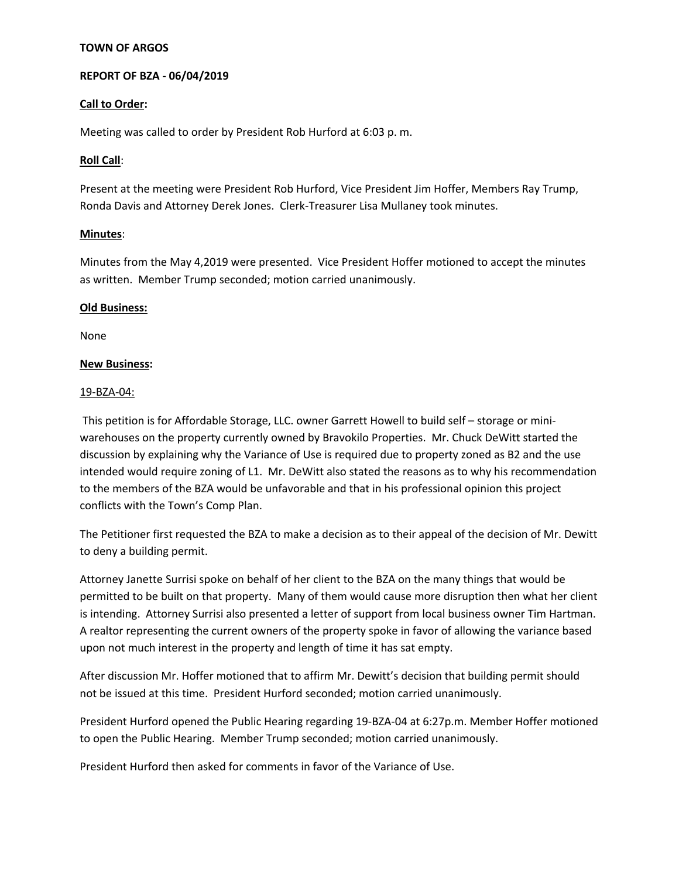**TOWN OF ARGOS**

**REPORT OF BZA - 06/04/2019**

**Call to Order:**

Meeting was called to order by President Rob Hurford at 6:03 p. m.

**Roll Call**:

Present at the meeting were President Rob Hurford, Vice President Jim Hoffer, Members Ray Trump, Ronda Davis and Attorney Derek Jones. Clerk-Treasurer Lisa Mullaney took minutes.

**Minutes**:

Minutes from the May 4,2019 were presented. Vice President Hoffer motioned to accept the minutes as written. Member Trump seconded; motion carried unanimously.

**Old Business:**

None

**New Business:**

19-BZA-04:

This petition is for Affordable Storage, LLC. owner Garrett Howell to build self – storage or mini-warehouses on the property currently owned by Bravokilo Properties. Mr. Chuck DeWitt started the discussion by explaining why the Variance of Use is required due to property zoned as B2 and the use intended would require zoning of L1. Mr. DeWitt also stated the reasons as to why his recommendation to the members of the BZA would be unfavorable and that in his professional opinion this project conflicts with the Town's Comp Plan.

The Petitioner first requested the BZA to make a decision as to their appeal of the decision of Mr. Dewitt to deny a building permit.

Attorney Janette Surrisi spoke on behalf of her client to the BZA on the many things that would be permitted to be built on that property. Many of them would cause more disruption then what her client is intending. Attorney Surrisi also presented a letter of support from local business owner Tim Hartman. A realtor representing the current owners of the property spoke in favor of allowing the variance based upon not much interest in the property and length of time it has sat empty.

After discussion Mr. Hoffer motioned that to affirm Mr. Dewitt's decision that building permit should not be issued at this time. President Hurford seconded; motion carried unanimously.

President Hurford opened the Public Hearing regarding 19-BZA-04 at 6:27p.m. Member Hoffer motioned to open the Public Hearing. Member Trump seconded; motion carried unanimously.

President Hurford then asked for comments in favor of the Variance of Use.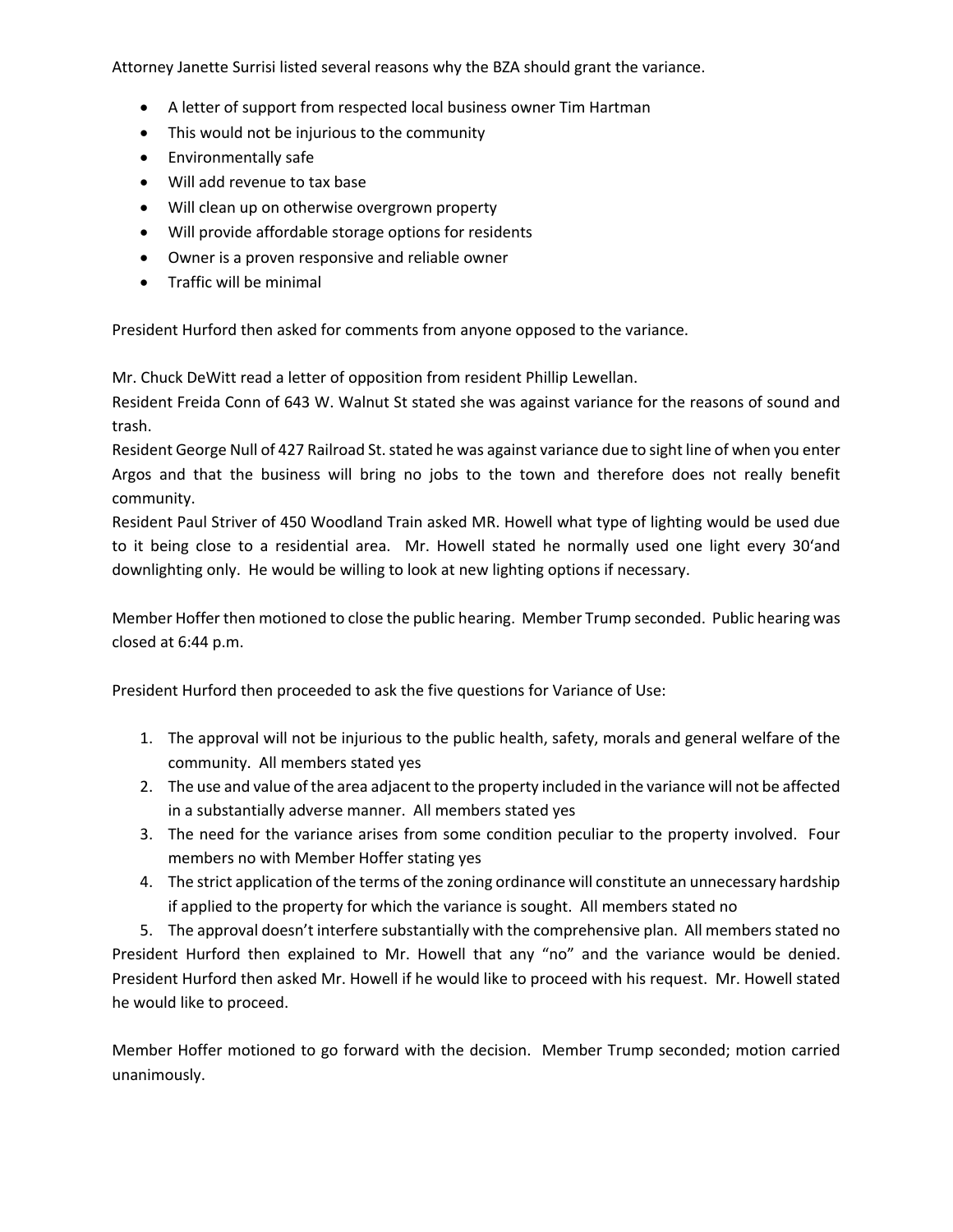Attorney Janette Surrisi listed several reasons why the BZA should grant the variance.

- A letter of support from respected local business owner Tim Hartman
- This would not be injurious to the community
- Environmentally safe
- Will add revenue to tax base
- Will clean up on otherwise overgrown property
- Will provide affordable storage options for residents
- Owner is a proven responsive and reliable owner
- Traffic will be minimal

President Hurford then asked for comments from anyone opposed to the variance.

Mr. Chuck DeWitt read a letter of opposition from resident Phillip Lewellan.
Resident Freida Conn of 643 W. Walnut St stated she was against variance for the reasons of sound and trash.
Resident George Null of 427 Railroad St. stated he was against variance due to sight line of when you enter Argos and that the business will bring no jobs to the town and therefore does not really benefit community.
Resident Paul Striver of 450 Woodland Train asked MR. Howell what type of lighting would be used due to it being close to a residential area. Mr. Howell stated he normally used one light every 30'and downlighting only. He would be willing to look at new lighting options if necessary.

Member Hoffer then motioned to close the public hearing. Member Trump seconded. Public hearing was closed at 6:44 p.m.

President Hurford then proceeded to ask the five questions for Variance of Use:

1. The approval will not be injurious to the public health, safety, morals and general welfare of the community. All members stated yes
2. The use and value of the area adjacent to the property included in the variance will not be affected in a substantially adverse manner. All members stated yes
3. The need for the variance arises from some condition peculiar to the property involved. Four members no with Member Hoffer stating yes
4. The strict application of the terms of the zoning ordinance will constitute an unnecessary hardship if applied to the property for which the variance is sought. All members stated no
5. The approval doesn't interfere substantially with the comprehensive plan. All members stated no

President Hurford then explained to Mr. Howell that any "no" and the variance would be denied. President Hurford then asked Mr. Howell if he would like to proceed with his request. Mr. Howell stated he would like to proceed.

Member Hoffer motioned to go forward with the decision. Member Trump seconded; motion carried unanimously.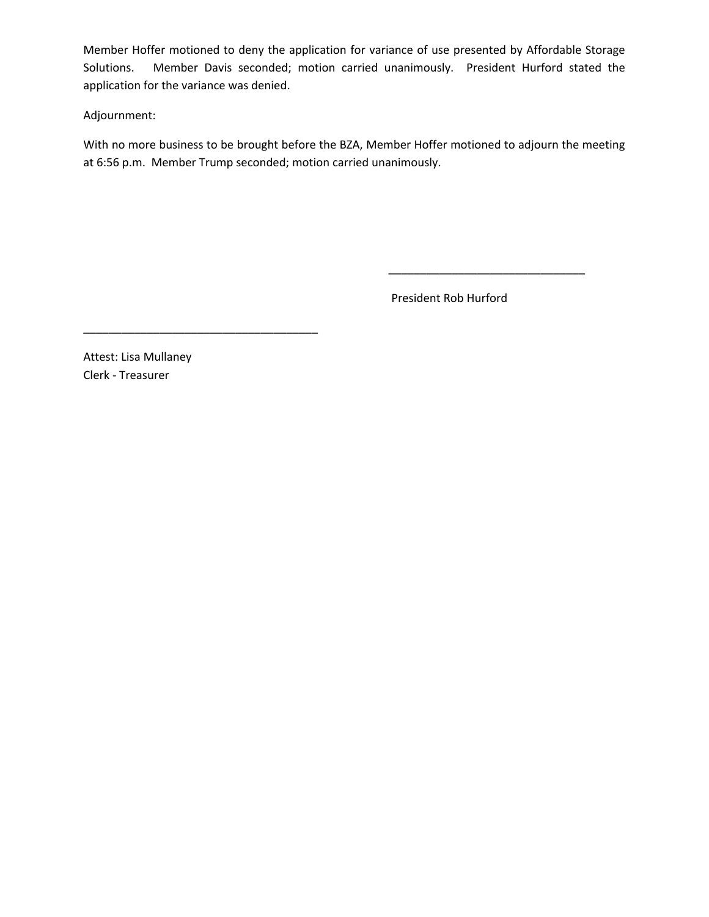Member Hoffer motioned to deny the application for variance of use presented by Affordable Storage Solutions. Member Davis seconded; motion carried unanimously. President Hurford stated the application for the variance was denied.

Adjournment:

With no more business to be brought before the BZA, Member Hoffer motioned to adjourn the meeting at 6:56 p.m. Member Trump seconded; motion carried unanimously.

\_\_\_\_\_\_\_\_\_\_\_\_\_\_\_\_\_\_\_\_\_\_\_\_\_\_\_\_\_\_\_\_

President Rob Hurford

\_\_\_\_\_\_\_\_\_\_\_\_\_\_\_\_\_\_\_\_\_\_\_\_\_\_\_\_\_\_\_\_\_\_\_\_\_\_

Attest: Lisa Mullaney
Clerk - Treasurer